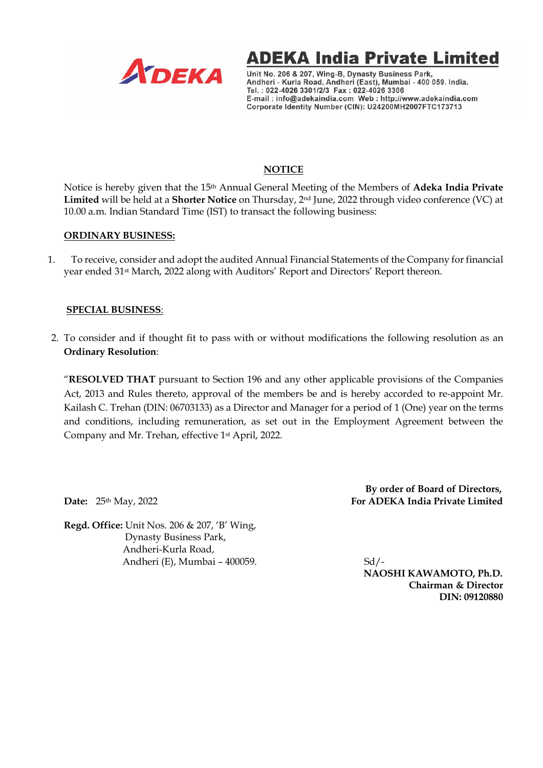**ADEKA India Private Limited**

Unit No. 206 & 207, Wing-B, Dynasty Business Park,
Andheri - Kurla Road, Andheri (East), Mumbai - 400 059. India.
Tel. : 022-4026 3301/2/3 Fax : 022-4026 3306
E-mail : info@adekaindia.com Web : http://www.adekaindia.com
Corporate Identity Number (CIN): U24200MH2007FTC173713

## NOTICE

Notice is hereby given that the 15th Annual General Meeting of the Members of **Adeka India Private Limited** will be held at a **Shorter Notice** on Thursday, 2nd June, 2022 through video conference (VC) at 10.00 a.m. Indian Standard Time (IST) to transact the following business:

### ORDINARY BUSINESS:

1. To receive, consider and adopt the audited Annual Financial Statements of the Company for financial year ended 31st March, 2022 along with Auditors' Report and Directors' Report thereon.

### SPECIAL BUSINESS:

2. To consider and if thought fit to pass with or without modifications the following resolution as an **Ordinary Resolution**:

"**RESOLVED THAT** pursuant to Section 196 and any other applicable provisions of the Companies Act, 2013 and Rules thereto, approval of the members be and is hereby accorded to re-appoint Mr. Kailash C. Trehan (DIN: 06703133) as a Director and Manager for a period of 1 (One) year on the terms and conditions, including remuneration, as set out in the Employment Agreement between the Company and Mr. Trehan, effective 1st April, 2022.

**By order of Board of Directors,**
**For ADEKA India Private Limited**

**Date:** 25th May, 2022

**Regd. Office:** Unit Nos. 206 & 207, 'B' Wing,
Dynasty Business Park,
Andheri-Kurla Road,
Andheri (E), Mumbai – 400059.

Sd/-
**NAOSHI KAWAMOTO, Ph.D.**
**Chairman & Director**
**DIN: 09120880**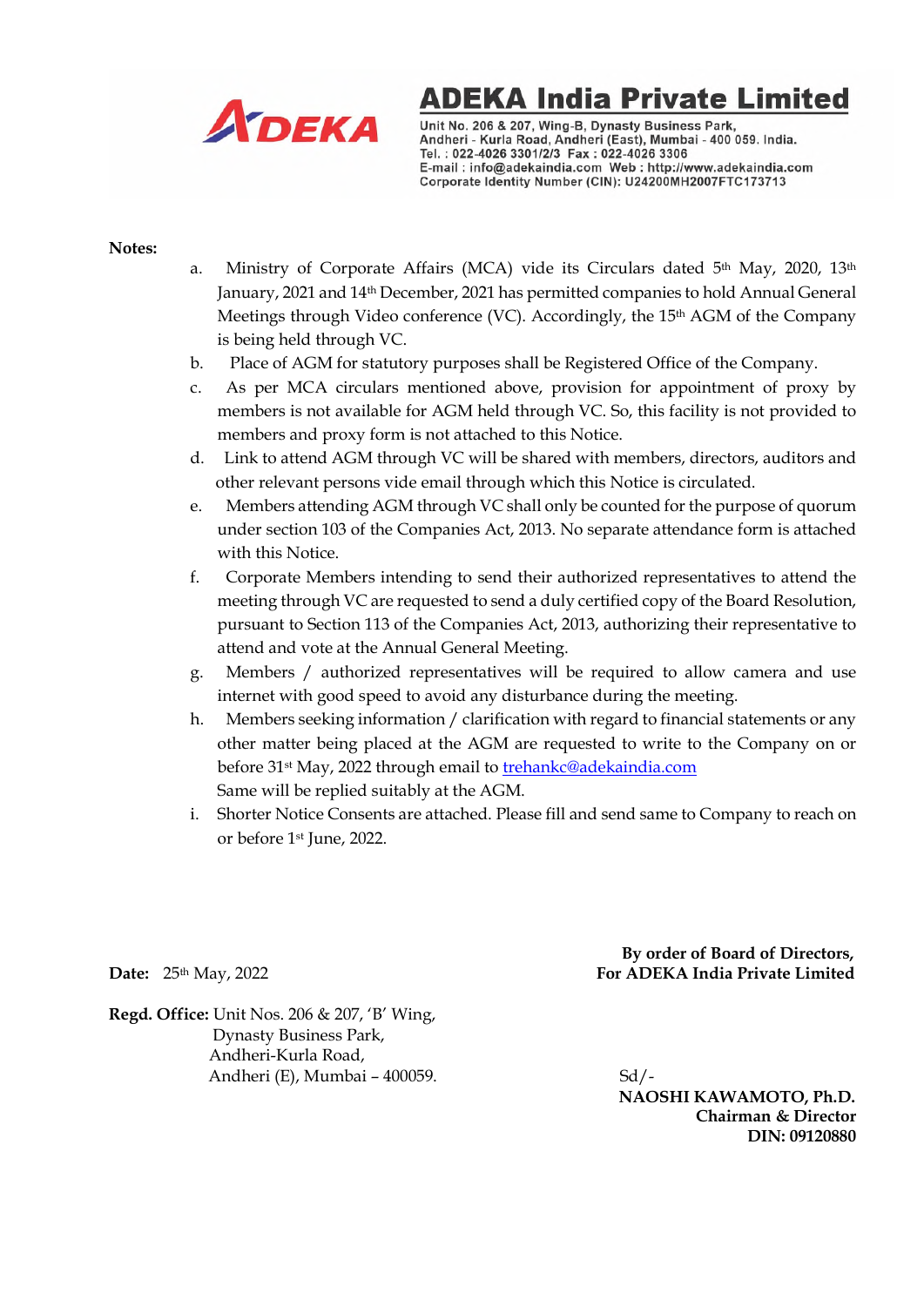# ADEKA India Private Limited

Unit No. 206 & 207, Wing-B, Dynasty Business Park,
Andheri - Kurla Road, Andheri (East), Mumbai - 400 059. India.
Tel. : 022-4026 3301/2/3 Fax : 022-4026 3306
E-mail : info@adekaindia.com Web : http://www.adekaindia.com
Corporate Identity Number (CIN): U24200MH2007FTC173713

**Notes:**

a. Ministry of Corporate Affairs (MCA) vide its Circulars dated 5th May, 2020, 13th January, 2021 and 14th December, 2021 has permitted companies to hold Annual General Meetings through Video conference (VC). Accordingly, the 15th AGM of the Company is being held through VC.

b. Place of AGM for statutory purposes shall be Registered Office of the Company.

c. As per MCA circulars mentioned above, provision for appointment of proxy by members is not available for AGM held through VC. So, this facility is not provided to members and proxy form is not attached to this Notice.

d. Link to attend AGM through VC will be shared with members, directors, auditors and other relevant persons vide email through which this Notice is circulated.

e. Members attending AGM through VC shall only be counted for the purpose of quorum under section 103 of the Companies Act, 2013. No separate attendance form is attached with this Notice.

f. Corporate Members intending to send their authorized representatives to attend the meeting through VC are requested to send a duly certified copy of the Board Resolution, pursuant to Section 113 of the Companies Act, 2013, authorizing their representative to attend and vote at the Annual General Meeting.

g. Members / authorized representatives will be required to allow camera and use internet with good speed to avoid any disturbance during the meeting.

h. Members seeking information / clarification with regard to financial statements or any other matter being placed at the AGM are requested to write to the Company on or before 31st May, 2022 through email to trehankc@adekaindia.com
Same will be replied suitably at the AGM.

i. Shorter Notice Consents are attached. Please fill and send same to Company to reach on or before 1st June, 2022.

**By order of Board of Directors,**
**For ADEKA India Private Limited**

**Date:** 25th May, 2022

**Regd. Office:** Unit Nos. 206 & 207, 'B' Wing,
Dynasty Business Park,
Andheri-Kurla Road,
Andheri (E), Mumbai – 400059.

Sd/-
**NAOSHI KAWAMOTO, Ph.D.**
**Chairman & Director**
**DIN: 09120880**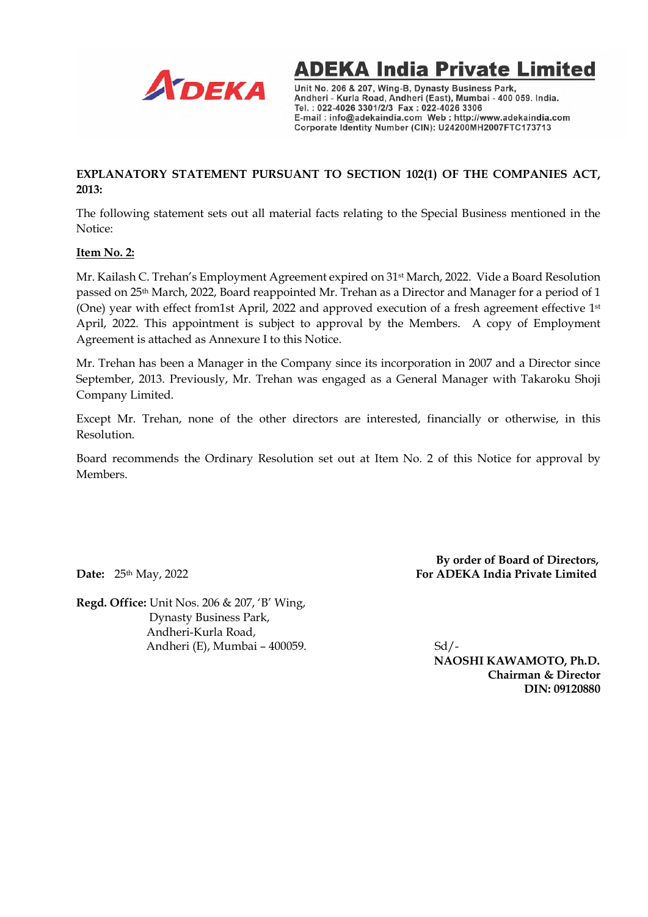**ADEKA India Private Limited**

Unit No. 206 & 207, Wing-B, Dynasty Business Park,
Andheri - Kurla Road, Andheri (East), Mumbai - 400 059. India.
Tel. : 022-4026 3301/2/3 Fax : 022-4026 3306
E-mail : info@adekaindia.com Web : http://www.adekaindia.com
Corporate Identity Number (CIN): U24200MH2007FTC173713

**EXPLANATORY STATEMENT PURSUANT TO SECTION 102(1) OF THE COMPANIES ACT, 2013:**

The following statement sets out all material facts relating to the Special Business mentioned in the Notice:

**Item No. 2:**

Mr. Kailash C. Trehan's Employment Agreement expired on 31st March, 2022. Vide a Board Resolution passed on 25th March, 2022, Board reappointed Mr. Trehan as a Director and Manager for a period of 1 (One) year with effect from1st April, 2022 and approved execution of a fresh agreement effective 1st April, 2022. This appointment is subject to approval by the Members. A copy of Employment Agreement is attached as Annexure I to this Notice.

Mr. Trehan has been a Manager in the Company since its incorporation in 2007 and a Director since September, 2013. Previously, Mr. Trehan was engaged as a General Manager with Takaroku Shoji Company Limited.

Except Mr. Trehan, none of the other directors are interested, financially or otherwise, in this Resolution.

Board recommends the Ordinary Resolution set out at Item No. 2 of this Notice for approval by Members.

**By order of Board of Directors,**
**For ADEKA India Private Limited**

**Date:** 25th May, 2022

**Regd. Office:** Unit Nos. 206 & 207, 'B' Wing,
Dynasty Business Park,
Andheri-Kurla Road,
Andheri (E), Mumbai – 400059.

Sd/-
**NAOSHI KAWAMOTO, Ph.D.**
**Chairman & Director**
**DIN: 09120880**